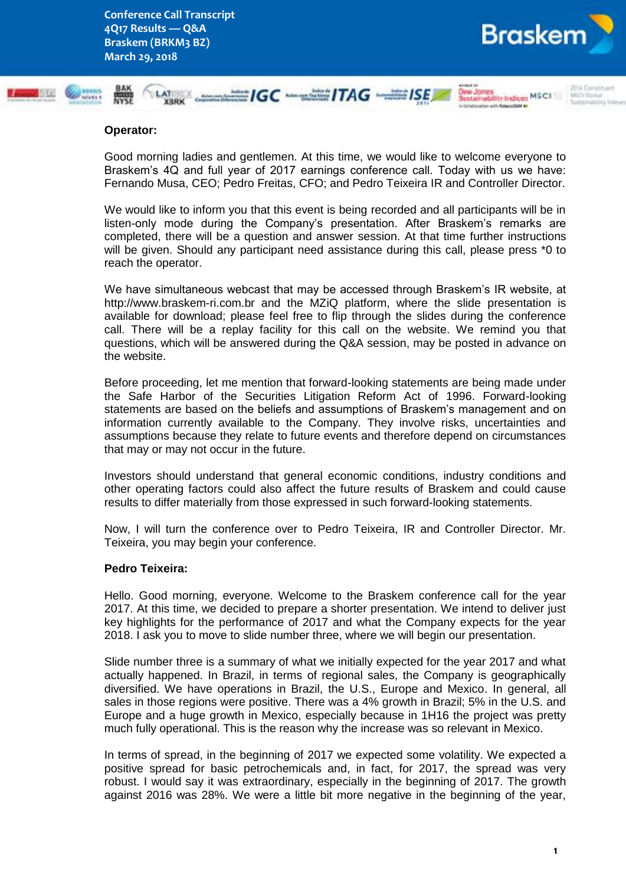**Operator:**

Good morning ladies and gentlemen. At this time, we would like to welcome everyone to Braskem's 4Q and full year of 2017 earnings conference call. Today with us we have: Fernando Musa, CEO; Pedro Freitas, CFO; and Pedro Teixeira IR and Controller Director.

We would like to inform you that this event is being recorded and all participants will be in listen-only mode during the Company's presentation. After Braskem's remarks are completed, there will be a question and answer session. At that time further instructions will be given. Should any participant need assistance during this call, please press *0 to reach the operator.

We have simultaneous webcast that may be accessed through Braskem's IR website, at http://www.braskem-ri.com.br and the MZiQ platform, where the slide presentation is available for download; please feel free to flip through the slides during the conference call. There will be a replay facility for this call on the website. We remind you that questions, which will be answered during the Q&A session, may be posted in advance on the website.

Before proceeding, let me mention that forward-looking statements are being made under the Safe Harbor of the Securities Litigation Reform Act of 1996. Forward-looking statements are based on the beliefs and assumptions of Braskem's management and on information currently available to the Company. They involve risks, uncertainties and assumptions because they relate to future events and therefore depend on circumstances that may or may not occur in the future.

Investors should understand that general economic conditions, industry conditions and other operating factors could also affect the future results of Braskem and could cause results to differ materially from those expressed in such forward-looking statements.

Now, I will turn the conference over to Pedro Teixeira, IR and Controller Director. Mr. Teixeira, you may begin your conference.

**Pedro Teixeira:**

Hello. Good morning, everyone. Welcome to the Braskem conference call for the year 2017. At this time, we decided to prepare a shorter presentation. We intend to deliver just key highlights for the performance of 2017 and what the Company expects for the year 2018. I ask you to move to slide number three, where we will begin our presentation.

Slide number three is a summary of what we initially expected for the year 2017 and what actually happened. In Brazil, in terms of regional sales, the Company is geographically diversified. We have operations in Brazil, the U.S., Europe and Mexico. In general, all sales in those regions were positive. There was a 4% growth in Brazil; 5% in the U.S. and Europe and a huge growth in Mexico, especially because in 1H16 the project was pretty much fully operational. This is the reason why the increase was so relevant in Mexico.

In terms of spread, in the beginning of 2017 we expected some volatility. We expected a positive spread for basic petrochemicals and, in fact, for 2017, the spread was very robust. I would say it was extraordinary, especially in the beginning of 2017. The growth against 2016 was 28%. We were a little bit more negative in the beginning of the year,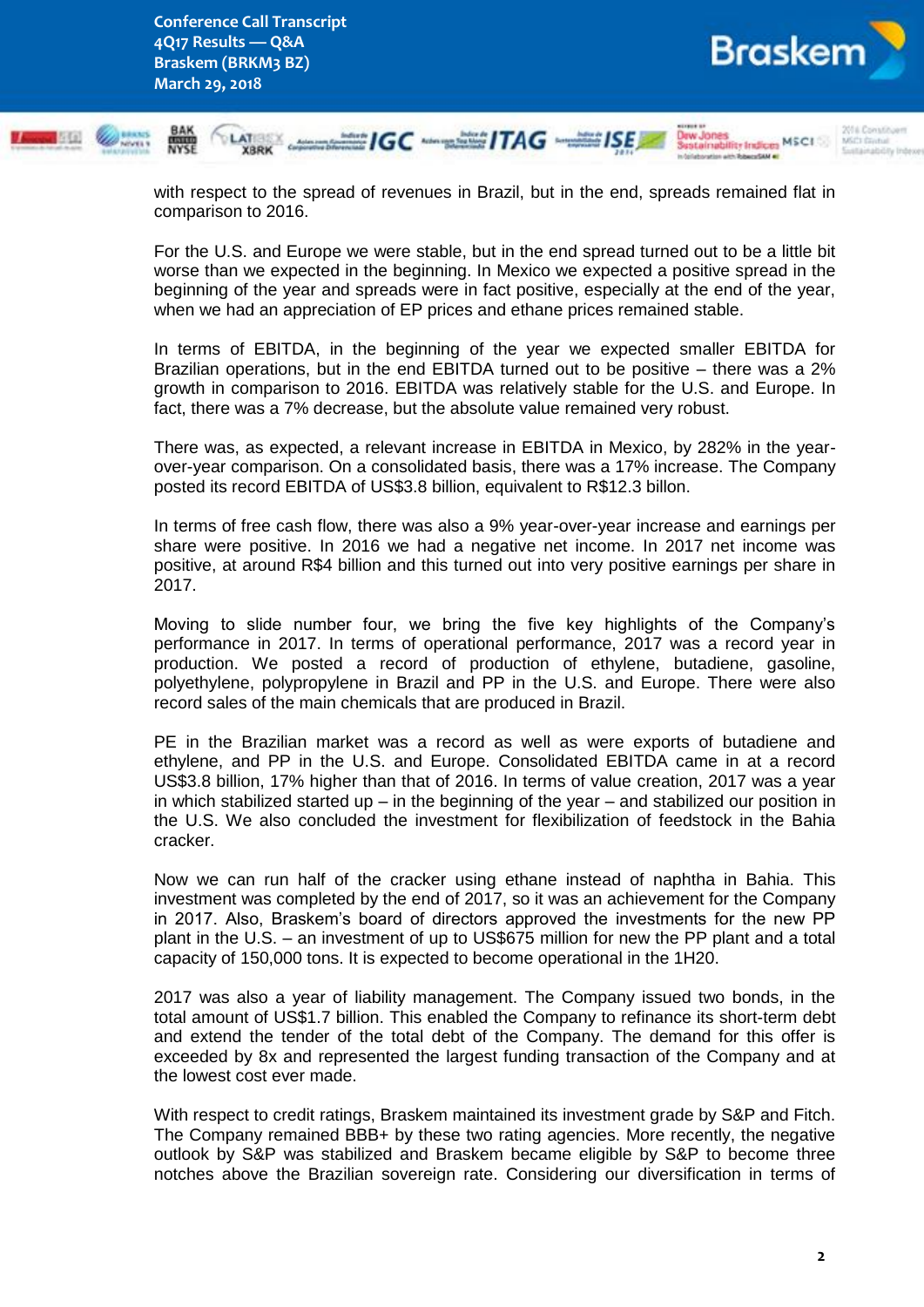with respect to the spread of revenues in Brazil, but in the end, spreads remained flat in comparison to 2016.

For the U.S. and Europe we were stable, but in the end spread turned out to be a little bit worse than we expected in the beginning. In Mexico we expected a positive spread in the beginning of the year and spreads were in fact positive, especially at the end of the year, when we had an appreciation of EP prices and ethane prices remained stable.

In terms of EBITDA, in the beginning of the year we expected smaller EBITDA for Brazilian operations, but in the end EBITDA turned out to be positive – there was a 2% growth in comparison to 2016. EBITDA was relatively stable for the U.S. and Europe. In fact, there was a 7% decrease, but the absolute value remained very robust.

There was, as expected, a relevant increase in EBITDA in Mexico, by 282% in the year-over-year comparison. On a consolidated basis, there was a 17% increase. The Company posted its record EBITDA of US$3.8 billion, equivalent to R$12.3 billon.

In terms of free cash flow, there was also a 9% year-over-year increase and earnings per share were positive. In 2016 we had a negative net income. In 2017 net income was positive, at around R$4 billion and this turned out into very positive earnings per share in 2017.

Moving to slide number four, we bring the five key highlights of the Company's performance in 2017. In terms of operational performance, 2017 was a record year in production. We posted a record of production of ethylene, butadiene, gasoline, polyethylene, polypropylene in Brazil and PP in the U.S. and Europe. There were also record sales of the main chemicals that are produced in Brazil.

PE in the Brazilian market was a record as well as were exports of butadiene and ethylene, and PP in the U.S. and Europe. Consolidated EBITDA came in at a record US$3.8 billion, 17% higher than that of 2016. In terms of value creation, 2017 was a year in which stabilized started up – in the beginning of the year – and stabilized our position in the U.S. We also concluded the investment for flexibilization of feedstock in the Bahia cracker.

Now we can run half of the cracker using ethane instead of naphtha in Bahia. This investment was completed by the end of 2017, so it was an achievement for the Company in 2017. Also, Braskem's board of directors approved the investments for the new PP plant in the U.S. – an investment of up to US$675 million for new the PP plant and a total capacity of 150,000 tons. It is expected to become operational in the 1H20.

2017 was also a year of liability management. The Company issued two bonds, in the total amount of US$1.7 billion. This enabled the Company to refinance its short-term debt and extend the tender of the total debt of the Company. The demand for this offer is exceeded by 8x and represented the largest funding transaction of the Company and at the lowest cost ever made.

With respect to credit ratings, Braskem maintained its investment grade by S&P and Fitch. The Company remained BBB+ by these two rating agencies. More recently, the negative outlook by S&P was stabilized and Braskem became eligible by S&P to become three notches above the Brazilian sovereign rate. Considering our diversification in terms of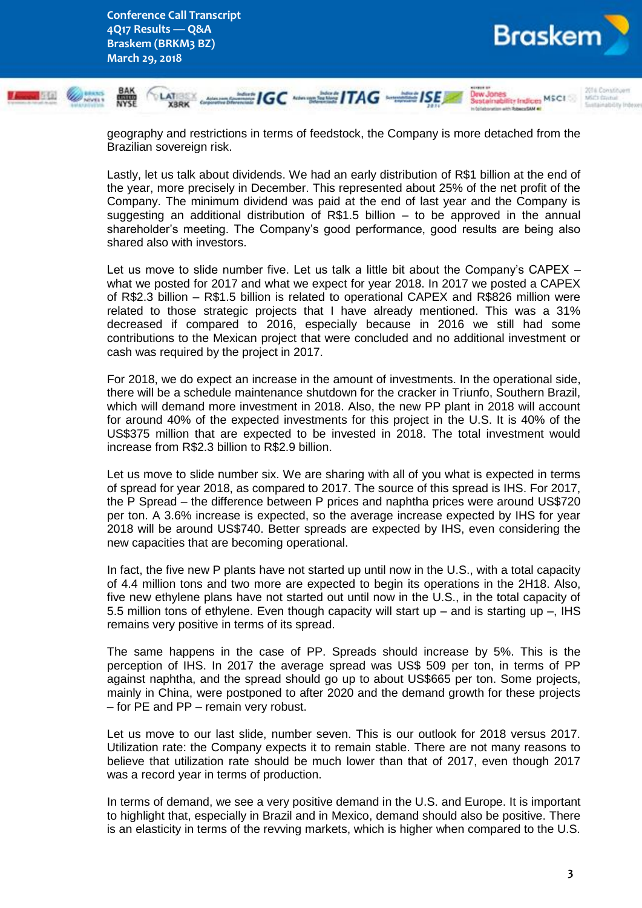geography and restrictions in terms of feedstock, the Company is more detached from the Brazilian sovereign risk.

Lastly, let us talk about dividends. We had an early distribution of R$1 billion at the end of the year, more precisely in December. This represented about 25% of the net profit of the Company. The minimum dividend was paid at the end of last year and the Company is suggesting an additional distribution of R$1.5 billion – to be approved in the annual shareholder's meeting. The Company's good performance, good results are being also shared also with investors.

Let us move to slide number five. Let us talk a little bit about the Company's CAPEX – what we posted for 2017 and what we expect for year 2018. In 2017 we posted a CAPEX of R$2.3 billion – R$1.5 billion is related to operational CAPEX and R$826 million were related to those strategic projects that I have already mentioned. This was a 31% decreased if compared to 2016, especially because in 2016 we still had some contributions to the Mexican project that were concluded and no additional investment or cash was required by the project in 2017.

For 2018, we do expect an increase in the amount of investments. In the operational side, there will be a schedule maintenance shutdown for the cracker in Triunfo, Southern Brazil, which will demand more investment in 2018. Also, the new PP plant in 2018 will account for around 40% of the expected investments for this project in the U.S. It is 40% of the US$375 million that are expected to be invested in 2018. The total investment would increase from R$2.3 billion to R$2.9 billion.

Let us move to slide number six. We are sharing with all of you what is expected in terms of spread for year 2018, as compared to 2017. The source of this spread is IHS. For 2017, the P Spread – the difference between P prices and naphtha prices were around US$720 per ton. A 3.6% increase is expected, so the average increase expected by IHS for year 2018 will be around US$740. Better spreads are expected by IHS, even considering the new capacities that are becoming operational.

In fact, the five new P plants have not started up until now in the U.S., with a total capacity of 4.4 million tons and two more are expected to begin its operations in the 2H18. Also, five new ethylene plans have not started out until now in the U.S., in the total capacity of 5.5 million tons of ethylene. Even though capacity will start up – and is starting up –, IHS remains very positive in terms of its spread.

The same happens in the case of PP. Spreads should increase by 5%. This is the perception of IHS. In 2017 the average spread was US$ 509 per ton, in terms of PP against naphtha, and the spread should go up to about US$665 per ton. Some projects, mainly in China, were postponed to after 2020 and the demand growth for these projects – for PE and PP – remain very robust.

Let us move to our last slide, number seven. This is our outlook for 2018 versus 2017. Utilization rate: the Company expects it to remain stable. There are not many reasons to believe that utilization rate should be much lower than that of 2017, even though 2017 was a record year in terms of production.

In terms of demand, we see a very positive demand in the U.S. and Europe. It is important to highlight that, especially in Brazil and in Mexico, demand should also be positive. There is an elasticity in terms of the revving markets, which is higher when compared to the U.S.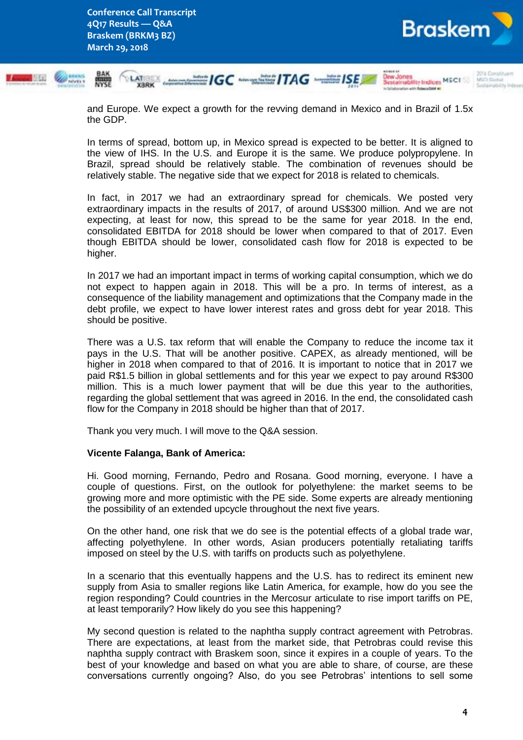and Europe. We expect a growth for the revving demand in Mexico and in Brazil of 1.5x the GDP.

In terms of spread, bottom up, in Mexico spread is expected to be better. It is aligned to the view of IHS. In the U.S. and Europe it is the same. We produce polypropylene. In Brazil, spread should be relatively stable. The combination of revenues should be relatively stable. The negative side that we expect for 2018 is related to chemicals.

In fact, in 2017 we had an extraordinary spread for chemicals. We posted very extraordinary impacts in the results of 2017, of around US$300 million. And we are not expecting, at least for now, this spread to be the same for year 2018. In the end, consolidated EBITDA for 2018 should be lower when compared to that of 2017. Even though EBITDA should be lower, consolidated cash flow for 2018 is expected to be higher.

In 2017 we had an important impact in terms of working capital consumption, which we do not expect to happen again in 2018. This will be a pro. In terms of interest, as a consequence of the liability management and optimizations that the Company made in the debt profile, we expect to have lower interest rates and gross debt for year 2018. This should be positive.

There was a U.S. tax reform that will enable the Company to reduce the income tax it pays in the U.S. That will be another positive. CAPEX, as already mentioned, will be higher in 2018 when compared to that of 2016. It is important to notice that in 2017 we paid R$1.5 billion in global settlements and for this year we expect to pay around R$300 million. This is a much lower payment that will be due this year to the authorities, regarding the global settlement that was agreed in 2016. In the end, the consolidated cash flow for the Company in 2018 should be higher than that of 2017.

Thank you very much. I will move to the Q&A session.

**Vicente Falanga, Bank of America:**

Hi. Good morning, Fernando, Pedro and Rosana. Good morning, everyone. I have a couple of questions. First, on the outlook for polyethylene: the market seems to be growing more and more optimistic with the PE side. Some experts are already mentioning the possibility of an extended upcycle throughout the next five years.

On the other hand, one risk that we do see is the potential effects of a global trade war, affecting polyethylene. In other words, Asian producers potentially retaliating tariffs imposed on steel by the U.S. with tariffs on products such as polyethylene.

In a scenario that this eventually happens and the U.S. has to redirect its eminent new supply from Asia to smaller regions like Latin America, for example, how do you see the region responding? Could countries in the Mercosur articulate to rise import tariffs on PE, at least temporarily? How likely do you see this happening?

My second question is related to the naphtha supply contract agreement with Petrobras. There are expectations, at least from the market side, that Petrobras could revise this naphtha supply contract with Braskem soon, since it expires in a couple of years. To the best of your knowledge and based on what you are able to share, of course, are these conversations currently ongoing? Also, do you see Petrobras' intentions to sell some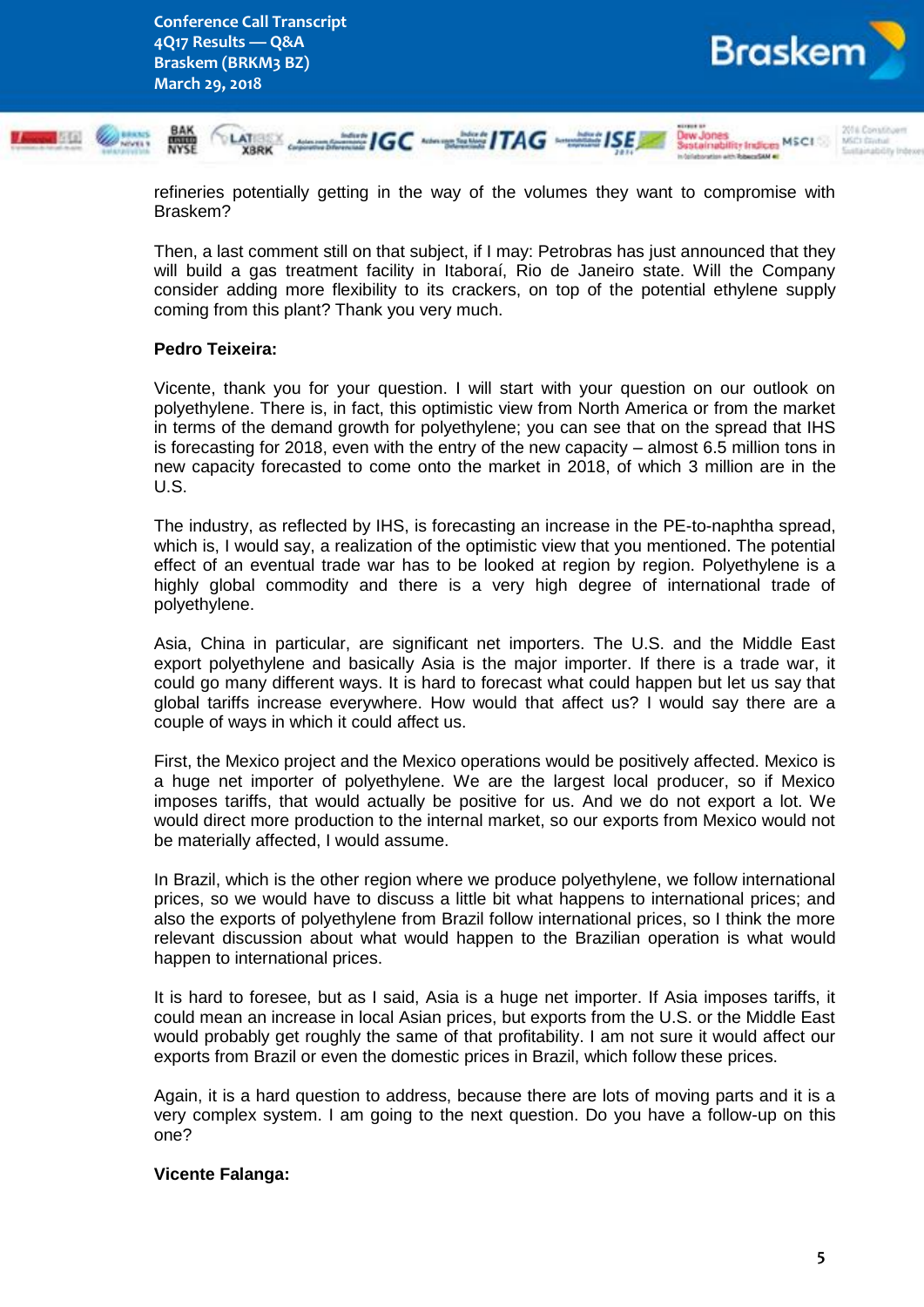refineries potentially getting in the way of the volumes they want to compromise with Braskem?

Then, a last comment still on that subject, if I may: Petrobras has just announced that they will build a gas treatment facility in Itaboraí, Rio de Janeiro state. Will the Company consider adding more flexibility to its crackers, on top of the potential ethylene supply coming from this plant? Thank you very much.

**Pedro Teixeira:**

Vicente, thank you for your question. I will start with your question on our outlook on polyethylene. There is, in fact, this optimistic view from North America or from the market in terms of the demand growth for polyethylene; you can see that on the spread that IHS is forecasting for 2018, even with the entry of the new capacity – almost 6.5 million tons in new capacity forecasted to come onto the market in 2018, of which 3 million are in the U.S.

The industry, as reflected by IHS, is forecasting an increase in the PE-to-naphtha spread, which is, I would say, a realization of the optimistic view that you mentioned. The potential effect of an eventual trade war has to be looked at region by region. Polyethylene is a highly global commodity and there is a very high degree of international trade of polyethylene.

Asia, China in particular, are significant net importers. The U.S. and the Middle East export polyethylene and basically Asia is the major importer. If there is a trade war, it could go many different ways. It is hard to forecast what could happen but let us say that global tariffs increase everywhere. How would that affect us? I would say there are a couple of ways in which it could affect us.

First, the Mexico project and the Mexico operations would be positively affected. Mexico is a huge net importer of polyethylene. We are the largest local producer, so if Mexico imposes tariffs, that would actually be positive for us. And we do not export a lot. We would direct more production to the internal market, so our exports from Mexico would not be materially affected, I would assume.

In Brazil, which is the other region where we produce polyethylene, we follow international prices, so we would have to discuss a little bit what happens to international prices; and also the exports of polyethylene from Brazil follow international prices, so I think the more relevant discussion about what would happen to the Brazilian operation is what would happen to international prices.

It is hard to foresee, but as I said, Asia is a huge net importer. If Asia imposes tariffs, it could mean an increase in local Asian prices, but exports from the U.S. or the Middle East would probably get roughly the same of that profitability. I am not sure it would affect our exports from Brazil or even the domestic prices in Brazil, which follow these prices.

Again, it is a hard question to address, because there are lots of moving parts and it is a very complex system. I am going to the next question. Do you have a follow-up on this one?

**Vicente Falanga:**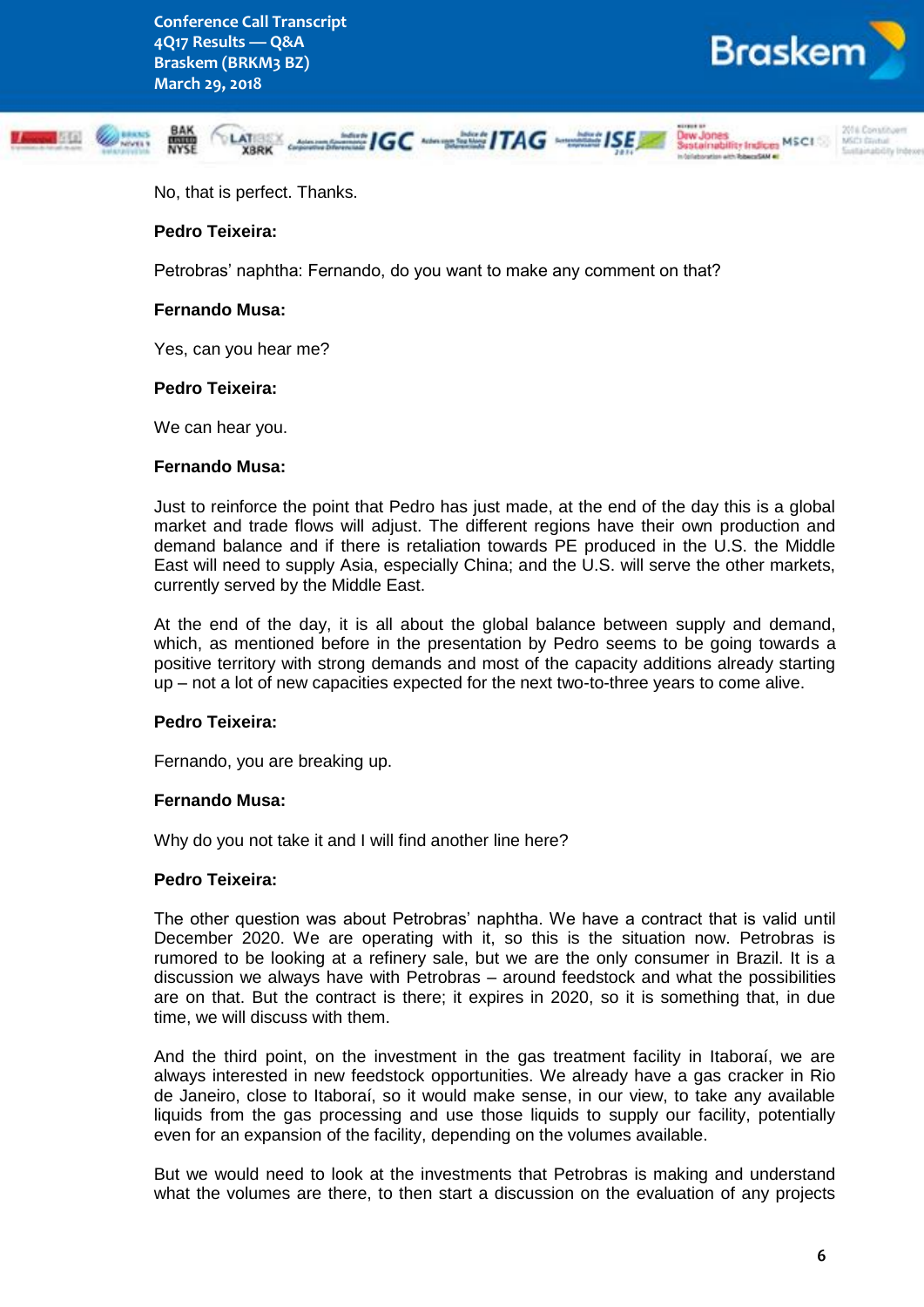No, that is perfect. Thanks.

**Pedro Teixeira:**

Petrobras' naphtha: Fernando, do you want to make any comment on that?

**Fernando Musa:**

Yes, can you hear me?

**Pedro Teixeira:**

We can hear you.

**Fernando Musa:**

Just to reinforce the point that Pedro has just made, at the end of the day this is a global market and trade flows will adjust. The different regions have their own production and demand balance and if there is retaliation towards PE produced in the U.S. the Middle East will need to supply Asia, especially China; and the U.S. will serve the other markets, currently served by the Middle East.

At the end of the day, it is all about the global balance between supply and demand, which, as mentioned before in the presentation by Pedro seems to be going towards a positive territory with strong demands and most of the capacity additions already starting up – not a lot of new capacities expected for the next two-to-three years to come alive.

**Pedro Teixeira:**

Fernando, you are breaking up.

**Fernando Musa:**

Why do you not take it and I will find another line here?

**Pedro Teixeira:**

The other question was about Petrobras' naphtha. We have a contract that is valid until December 2020. We are operating with it, so this is the situation now. Petrobras is rumored to be looking at a refinery sale, but we are the only consumer in Brazil. It is a discussion we always have with Petrobras – around feedstock and what the possibilities are on that. But the contract is there; it expires in 2020, so it is something that, in due time, we will discuss with them.

And the third point, on the investment in the gas treatment facility in Itaboraí, we are always interested in new feedstock opportunities. We already have a gas cracker in Rio de Janeiro, close to Itaboraí, so it would make sense, in our view, to take any available liquids from the gas processing and use those liquids to supply our facility, potentially even for an expansion of the facility, depending on the volumes available.

But we would need to look at the investments that Petrobras is making and understand what the volumes are there, to then start a discussion on the evaluation of any projects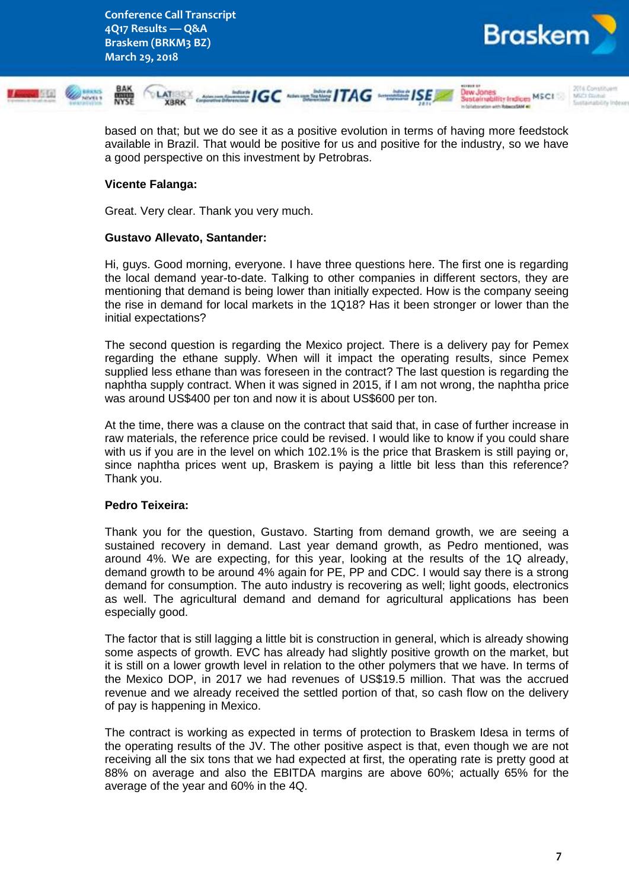based on that; but we do see it as a positive evolution in terms of having more feedstock available in Brazil. That would be positive for us and positive for the industry, so we have a good perspective on this investment by Petrobras.

**Vicente Falanga:**

Great. Very clear. Thank you very much.

**Gustavo Allevato, Santander:**

Hi, guys. Good morning, everyone. I have three questions here. The first one is regarding the local demand year-to-date. Talking to other companies in different sectors, they are mentioning that demand is being lower than initially expected. How is the company seeing the rise in demand for local markets in the 1Q18? Has it been stronger or lower than the initial expectations?

The second question is regarding the Mexico project. There is a delivery pay for Pemex regarding the ethane supply. When will it impact the operating results, since Pemex supplied less ethane than was foreseen in the contract? The last question is regarding the naphtha supply contract. When it was signed in 2015, if I am not wrong, the naphtha price was around US$400 per ton and now it is about US$600 per ton.

At the time, there was a clause on the contract that said that, in case of further increase in raw materials, the reference price could be revised. I would like to know if you could share with us if you are in the level on which 102.1% is the price that Braskem is still paying or, since naphtha prices went up, Braskem is paying a little bit less than this reference? Thank you.

**Pedro Teixeira:**

Thank you for the question, Gustavo. Starting from demand growth, we are seeing a sustained recovery in demand. Last year demand growth, as Pedro mentioned, was around 4%. We are expecting, for this year, looking at the results of the 1Q already, demand growth to be around 4% again for PE, PP and CDC. I would say there is a strong demand for consumption. The auto industry is recovering as well; light goods, electronics as well. The agricultural demand and demand for agricultural applications has been especially good.

The factor that is still lagging a little bit is construction in general, which is already showing some aspects of growth. EVC has already had slightly positive growth on the market, but it is still on a lower growth level in relation to the other polymers that we have. In terms of the Mexico DOP, in 2017 we had revenues of US$19.5 million. That was the accrued revenue and we already received the settled portion of that, so cash flow on the delivery of pay is happening in Mexico.

The contract is working as expected in terms of protection to Braskem Idesa in terms of the operating results of the JV. The other positive aspect is that, even though we are not receiving all the six tons that we had expected at first, the operating rate is pretty good at 88% on average and also the EBITDA margins are above 60%; actually 65% for the average of the year and 60% in the 4Q.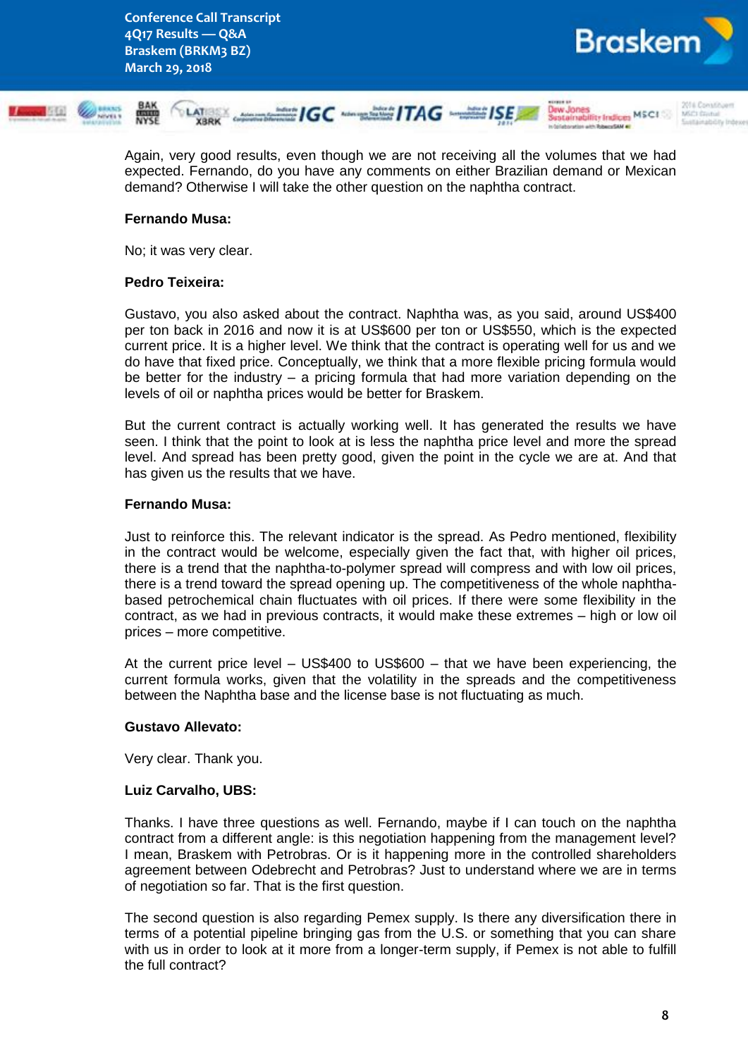Again, very good results, even though we are not receiving all the volumes that we had expected. Fernando, do you have any comments on either Brazilian demand or Mexican demand? Otherwise I will take the other question on the naphtha contract.

**Fernando Musa:**

No; it was very clear.

**Pedro Teixeira:**

Gustavo, you also asked about the contract. Naphtha was, as you said, around US$400 per ton back in 2016 and now it is at US$600 per ton or US$550, which is the expected current price. It is a higher level. We think that the contract is operating well for us and we do have that fixed price. Conceptually, we think that a more flexible pricing formula would be better for the industry – a pricing formula that had more variation depending on the levels of oil or naphtha prices would be better for Braskem.

But the current contract is actually working well. It has generated the results we have seen. I think that the point to look at is less the naphtha price level and more the spread level. And spread has been pretty good, given the point in the cycle we are at. And that has given us the results that we have.

**Fernando Musa:**

Just to reinforce this. The relevant indicator is the spread. As Pedro mentioned, flexibility in the contract would be welcome, especially given the fact that, with higher oil prices, there is a trend that the naphtha-to-polymer spread will compress and with low oil prices, there is a trend toward the spread opening up. The competitiveness of the whole naphtha-based petrochemical chain fluctuates with oil prices. If there were some flexibility in the contract, as we had in previous contracts, it would make these extremes – high or low oil prices – more competitive.

At the current price level – US$400 to US$600 – that we have been experiencing, the current formula works, given that the volatility in the spreads and the competitiveness between the Naphtha base and the license base is not fluctuating as much.

**Gustavo Allevato:**

Very clear. Thank you.

**Luiz Carvalho, UBS:**

Thanks. I have three questions as well. Fernando, maybe if I can touch on the naphtha contract from a different angle: is this negotiation happening from the management level? I mean, Braskem with Petrobras. Or is it happening more in the controlled shareholders agreement between Odebrecht and Petrobras? Just to understand where we are in terms of negotiation so far. That is the first question.

The second question is also regarding Pemex supply. Is there any diversification there in terms of a potential pipeline bringing gas from the U.S. or something that you can share with us in order to look at it more from a longer-term supply, if Pemex is not able to fulfill the full contract?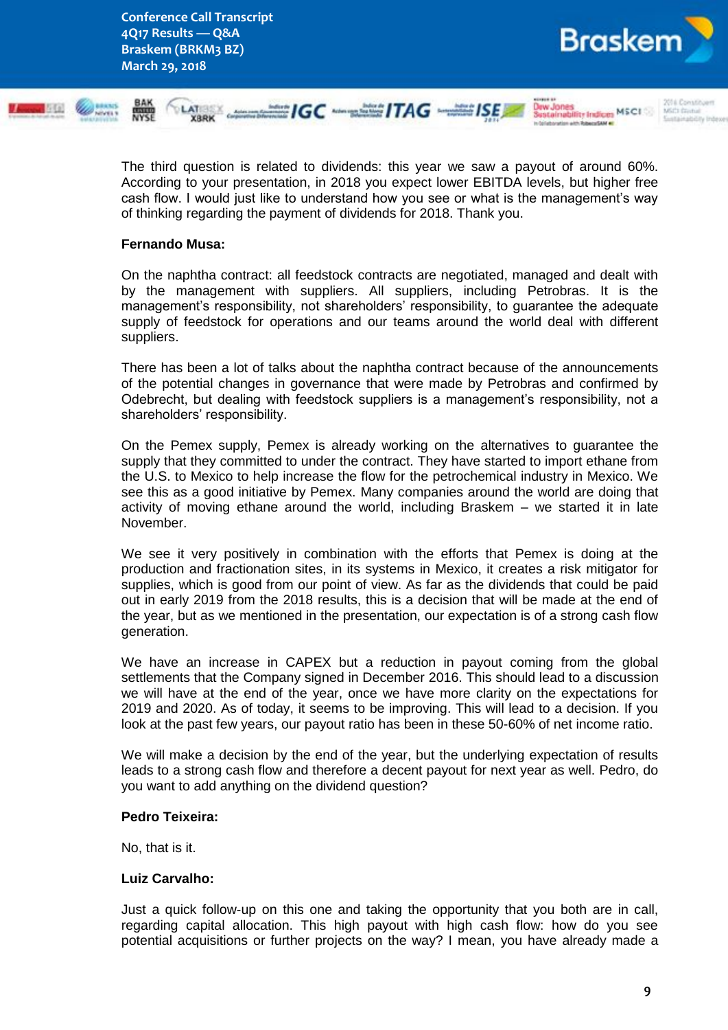The third question is related to dividends: this year we saw a payout of around 60%. According to your presentation, in 2018 you expect lower EBITDA levels, but higher free cash flow. I would just like to understand how you see or what is the management's way of thinking regarding the payment of dividends for 2018. Thank you.

**Fernando Musa:**

On the naphtha contract: all feedstock contracts are negotiated, managed and dealt with by the management with suppliers. All suppliers, including Petrobras. It is the management's responsibility, not shareholders' responsibility, to guarantee the adequate supply of feedstock for operations and our teams around the world deal with different suppliers.

There has been a lot of talks about the naphtha contract because of the announcements of the potential changes in governance that were made by Petrobras and confirmed by Odebrecht, but dealing with feedstock suppliers is a management's responsibility, not a shareholders' responsibility.

On the Pemex supply, Pemex is already working on the alternatives to guarantee the supply that they committed to under the contract. They have started to import ethane from the U.S. to Mexico to help increase the flow for the petrochemical industry in Mexico. We see this as a good initiative by Pemex. Many companies around the world are doing that activity of moving ethane around the world, including Braskem – we started it in late November.

We see it very positively in combination with the efforts that Pemex is doing at the production and fractionation sites, in its systems in Mexico, it creates a risk mitigator for supplies, which is good from our point of view. As far as the dividends that could be paid out in early 2019 from the 2018 results, this is a decision that will be made at the end of the year, but as we mentioned in the presentation, our expectation is of a strong cash flow generation.

We have an increase in CAPEX but a reduction in payout coming from the global settlements that the Company signed in December 2016. This should lead to a discussion we will have at the end of the year, once we have more clarity on the expectations for 2019 and 2020. As of today, it seems to be improving. This will lead to a decision. If you look at the past few years, our payout ratio has been in these 50-60% of net income ratio.

We will make a decision by the end of the year, but the underlying expectation of results leads to a strong cash flow and therefore a decent payout for next year as well. Pedro, do you want to add anything on the dividend question?

**Pedro Teixeira:**

No, that is it.

**Luiz Carvalho:**

Just a quick follow-up on this one and taking the opportunity that you both are in call, regarding capital allocation. This high payout with high cash flow: how do you see potential acquisitions or further projects on the way? I mean, you have already made a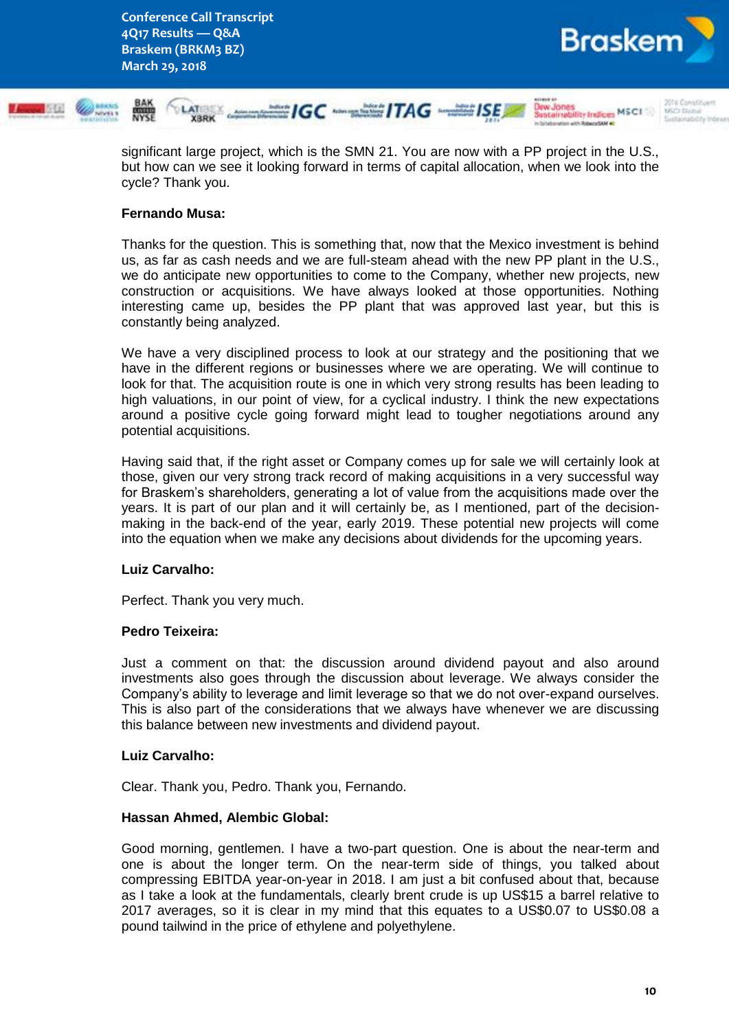significant large project, which is the SMN 21. You are now with a PP project in the U.S., but how can we see it looking forward in terms of capital allocation, when we look into the cycle? Thank you.

**Fernando Musa:**

Thanks for the question. This is something that, now that the Mexico investment is behind us, as far as cash needs and we are full-steam ahead with the new PP plant in the U.S., we do anticipate new opportunities to come to the Company, whether new projects, new construction or acquisitions. We have always looked at those opportunities. Nothing interesting came up, besides the PP plant that was approved last year, but this is constantly being analyzed.

We have a very disciplined process to look at our strategy and the positioning that we have in the different regions or businesses where we are operating. We will continue to look for that. The acquisition route is one in which very strong results has been leading to high valuations, in our point of view, for a cyclical industry. I think the new expectations around a positive cycle going forward might lead to tougher negotiations around any potential acquisitions.

Having said that, if the right asset or Company comes up for sale we will certainly look at those, given our very strong track record of making acquisitions in a very successful way for Braskem's shareholders, generating a lot of value from the acquisitions made over the years. It is part of our plan and it will certainly be, as I mentioned, part of the decision-making in the back-end of the year, early 2019. These potential new projects will come into the equation when we make any decisions about dividends for the upcoming years.

**Luiz Carvalho:**

Perfect. Thank you very much.

**Pedro Teixeira:**

Just a comment on that: the discussion around dividend payout and also around investments also goes through the discussion about leverage. We always consider the Company's ability to leverage and limit leverage so that we do not over-expand ourselves. This is also part of the considerations that we always have whenever we are discussing this balance between new investments and dividend payout.

**Luiz Carvalho:**

Clear. Thank you, Pedro. Thank you, Fernando.

**Hassan Ahmed, Alembic Global:**

Good morning, gentlemen. I have a two-part question. One is about the near-term and one is about the longer term. On the near-term side of things, you talked about compressing EBITDA year-on-year in 2018. I am just a bit confused about that, because as I take a look at the fundamentals, clearly brent crude is up US$15 a barrel relative to 2017 averages, so it is clear in my mind that this equates to a US$0.07 to US$0.08 a pound tailwind in the price of ethylene and polyethylene.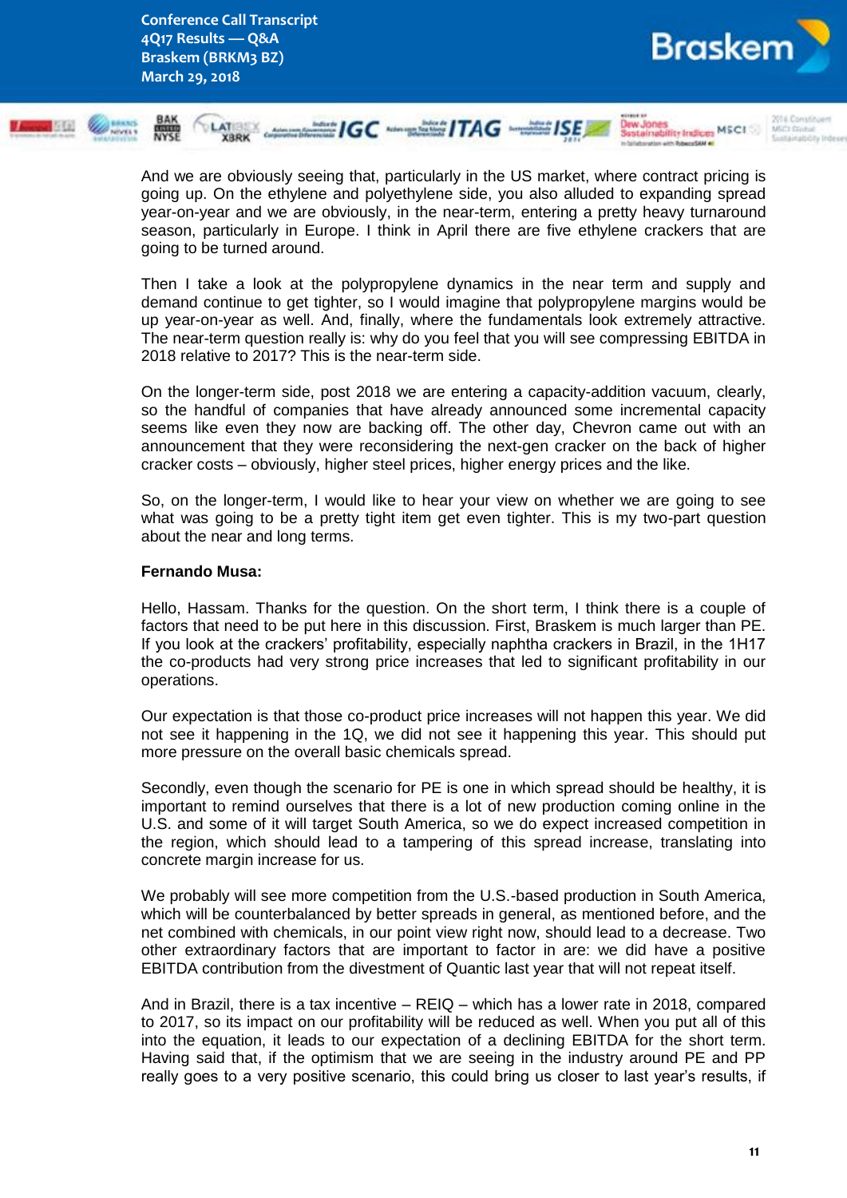And we are obviously seeing that, particularly in the US market, where contract pricing is going up. On the ethylene and polyethylene side, you also alluded to expanding spread year-on-year and we are obviously, in the near-term, entering a pretty heavy turnaround season, particularly in Europe. I think in April there are five ethylene crackers that are going to be turned around.

Then I take a look at the polypropylene dynamics in the near term and supply and demand continue to get tighter, so I would imagine that polypropylene margins would be up year-on-year as well. And, finally, where the fundamentals look extremely attractive. The near-term question really is: why do you feel that you will see compressing EBITDA in 2018 relative to 2017? This is the near-term side.

On the longer-term side, post 2018 we are entering a capacity-addition vacuum, clearly, so the handful of companies that have already announced some incremental capacity seems like even they now are backing off. The other day, Chevron came out with an announcement that they were reconsidering the next-gen cracker on the back of higher cracker costs – obviously, higher steel prices, higher energy prices and the like.

So, on the longer-term, I would like to hear your view on whether we are going to see what was going to be a pretty tight item get even tighter. This is my two-part question about the near and long terms.

**Fernando Musa:**

Hello, Hassam. Thanks for the question. On the short term, I think there is a couple of factors that need to be put here in this discussion. First, Braskem is much larger than PE. If you look at the crackers' profitability, especially naphtha crackers in Brazil, in the 1H17 the co-products had very strong price increases that led to significant profitability in our operations.

Our expectation is that those co-product price increases will not happen this year. We did not see it happening in the 1Q, we did not see it happening this year. This should put more pressure on the overall basic chemicals spread.

Secondly, even though the scenario for PE is one in which spread should be healthy, it is important to remind ourselves that there is a lot of new production coming online in the U.S. and some of it will target South America, so we do expect increased competition in the region, which should lead to a tampering of this spread increase, translating into concrete margin increase for us.

We probably will see more competition from the U.S.-based production in South America, which will be counterbalanced by better spreads in general, as mentioned before, and the net combined with chemicals, in our point view right now, should lead to a decrease. Two other extraordinary factors that are important to factor in are: we did have a positive EBITDA contribution from the divestment of Quantic last year that will not repeat itself.

And in Brazil, there is a tax incentive – REIQ – which has a lower rate in 2018, compared to 2017, so its impact on our profitability will be reduced as well. When you put all of this into the equation, it leads to our expectation of a declining EBITDA for the short term. Having said that, if the optimism that we are seeing in the industry around PE and PP really goes to a very positive scenario, this could bring us closer to last year's results, if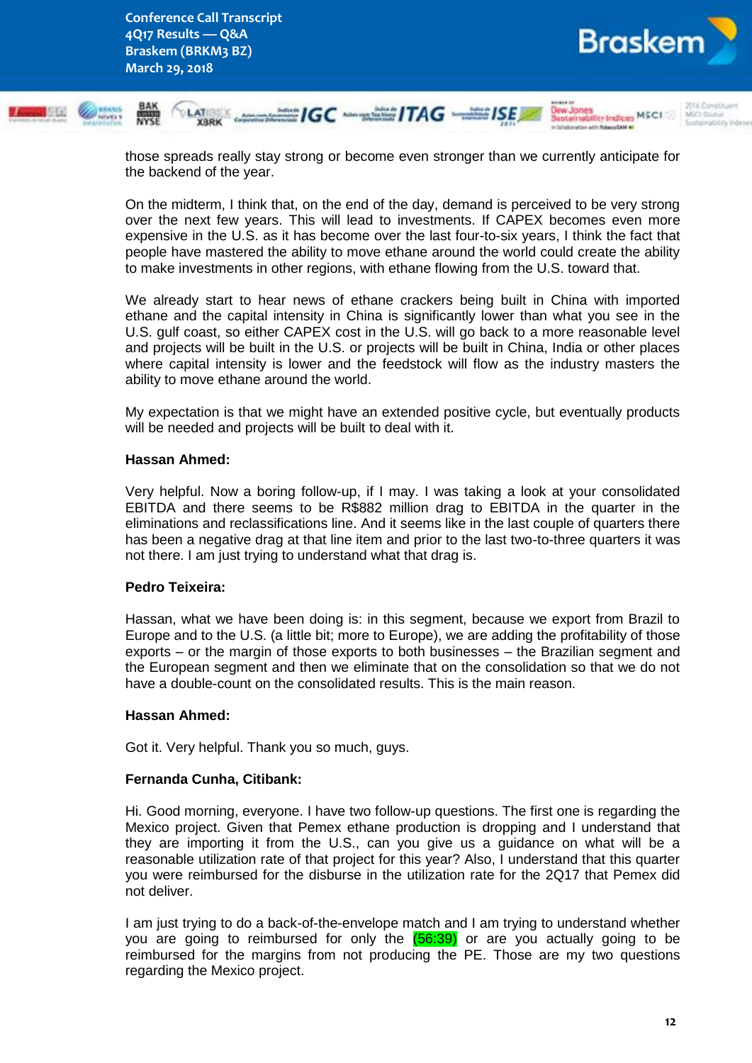those spreads really stay strong or become even stronger than we currently anticipate for the backend of the year.

On the midterm, I think that, on the end of the day, demand is perceived to be very strong over the next few years. This will lead to investments. If CAPEX becomes even more expensive in the U.S. as it has become over the last four-to-six years, I think the fact that people have mastered the ability to move ethane around the world could create the ability to make investments in other regions, with ethane flowing from the U.S. toward that.

We already start to hear news of ethane crackers being built in China with imported ethane and the capital intensity in China is significantly lower than what you see in the U.S. gulf coast, so either CAPEX cost in the U.S. will go back to a more reasonable level and projects will be built in the U.S. or projects will be built in China, India or other places where capital intensity is lower and the feedstock will flow as the industry masters the ability to move ethane around the world.

My expectation is that we might have an extended positive cycle, but eventually products will be needed and projects will be built to deal with it.

**Hassan Ahmed:**

Very helpful. Now a boring follow-up, if I may. I was taking a look at your consolidated EBITDA and there seems to be R$882 million drag to EBITDA in the quarter in the eliminations and reclassifications line. And it seems like in the last couple of quarters there has been a negative drag at that line item and prior to the last two-to-three quarters it was not there. I am just trying to understand what that drag is.

**Pedro Teixeira:**

Hassan, what we have been doing is: in this segment, because we export from Brazil to Europe and to the U.S. (a little bit; more to Europe), we are adding the profitability of those exports – or the margin of those exports to both businesses – the Brazilian segment and the European segment and then we eliminate that on the consolidation so that we do not have a double-count on the consolidated results. This is the main reason.

**Hassan Ahmed:**

Got it. Very helpful. Thank you so much, guys.

**Fernanda Cunha, Citibank:**

Hi. Good morning, everyone. I have two follow-up questions. The first one is regarding the Mexico project. Given that Pemex ethane production is dropping and I understand that they are importing it from the U.S., can you give us a guidance on what will be a reasonable utilization rate of that project for this year? Also, I understand that this quarter you were reimbursed for the disburse in the utilization rate for the 2Q17 that Pemex did not deliver.

I am just trying to do a back-of-the-envelope match and I am trying to understand whether you are going to reimbursed for only the (56:39) or are you actually going to be reimbursed for the margins from not producing the PE. Those are my two questions regarding the Mexico project.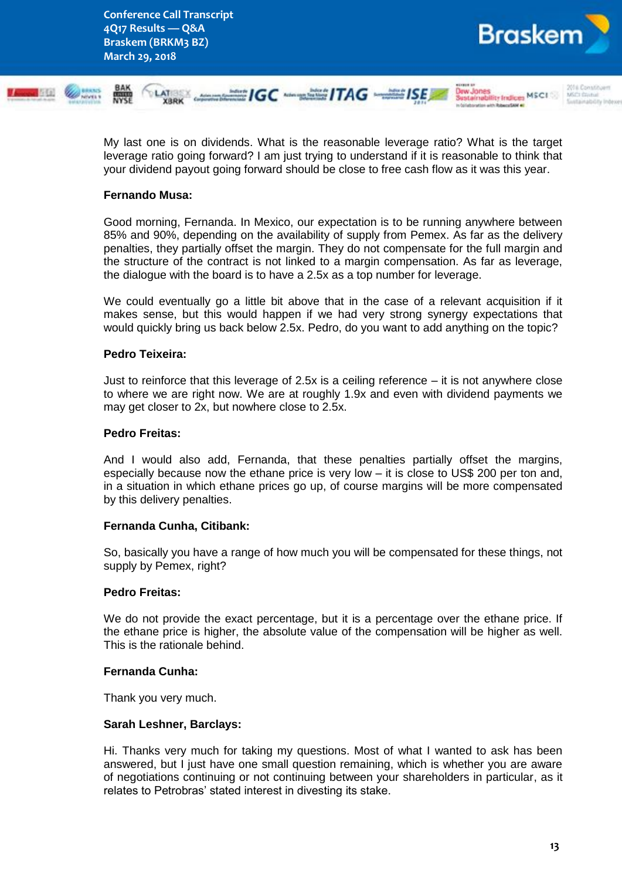My last one is on dividends. What is the reasonable leverage ratio? What is the target leverage ratio going forward? I am just trying to understand if it is reasonable to think that your dividend payout going forward should be close to free cash flow as it was this year.

**Fernando Musa:**

Good morning, Fernanda. In Mexico, our expectation is to be running anywhere between 85% and 90%, depending on the availability of supply from Pemex. As far as the delivery penalties, they partially offset the margin. They do not compensate for the full margin and the structure of the contract is not linked to a margin compensation. As far as leverage, the dialogue with the board is to have a 2.5x as a top number for leverage.

We could eventually go a little bit above that in the case of a relevant acquisition if it makes sense, but this would happen if we had very strong synergy expectations that would quickly bring us back below 2.5x. Pedro, do you want to add anything on the topic?

**Pedro Teixeira:**

Just to reinforce that this leverage of 2.5x is a ceiling reference – it is not anywhere close to where we are right now. We are at roughly 1.9x and even with dividend payments we may get closer to 2x, but nowhere close to 2.5x.

**Pedro Freitas:**

And I would also add, Fernanda, that these penalties partially offset the margins, especially because now the ethane price is very low – it is close to US$ 200 per ton and, in a situation in which ethane prices go up, of course margins will be more compensated by this delivery penalties.

**Fernanda Cunha, Citibank:**

So, basically you have a range of how much you will be compensated for these things, not supply by Pemex, right?

**Pedro Freitas:**

We do not provide the exact percentage, but it is a percentage over the ethane price. If the ethane price is higher, the absolute value of the compensation will be higher as well. This is the rationale behind.

**Fernanda Cunha:**

Thank you very much.

**Sarah Leshner, Barclays:**

Hi. Thanks very much for taking my questions. Most of what I wanted to ask has been answered, but I just have one small question remaining, which is whether you are aware of negotiations continuing or not continuing between your shareholders in particular, as it relates to Petrobras' stated interest in divesting its stake.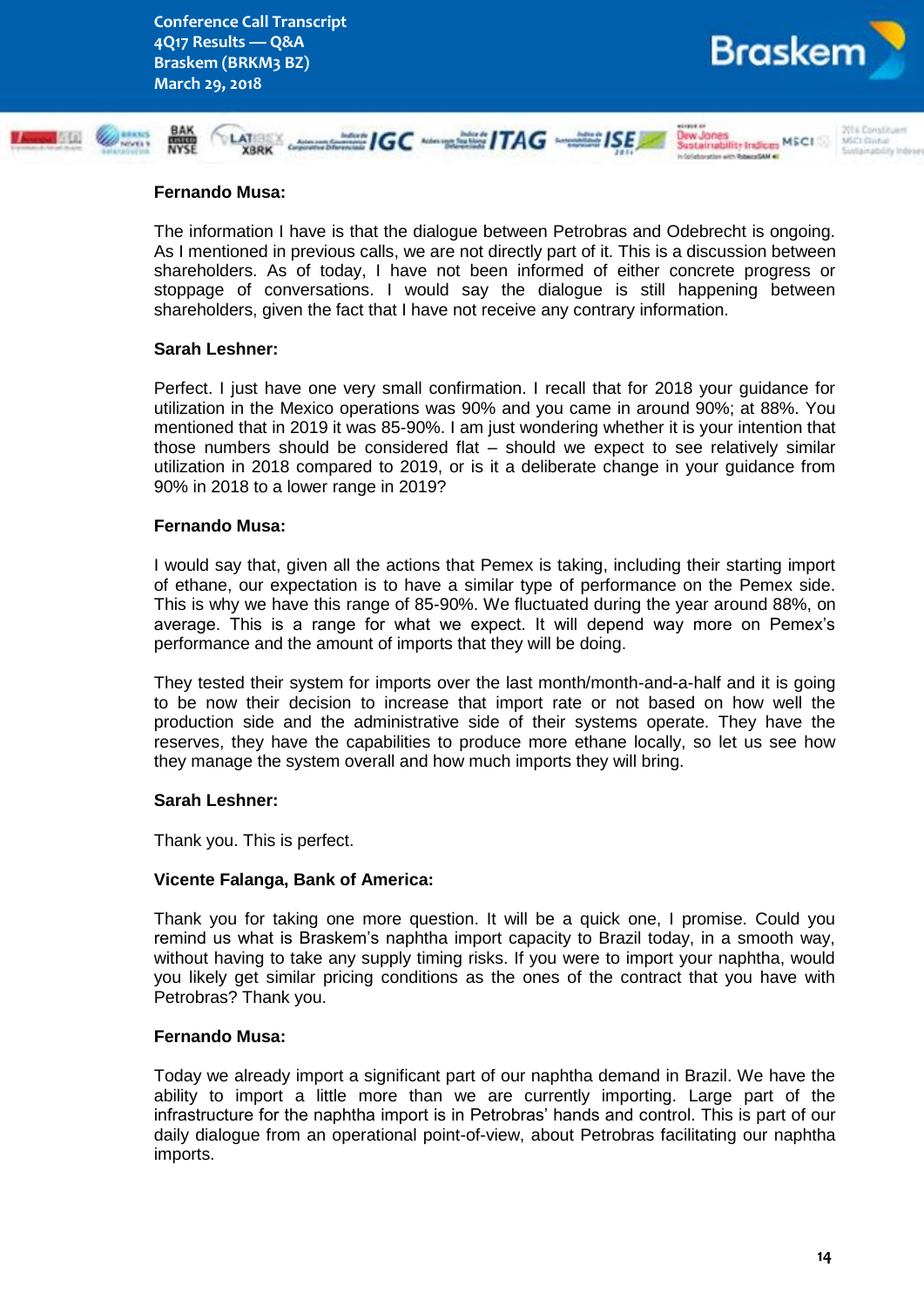**Fernando Musa:**

The information I have is that the dialogue between Petrobras and Odebrecht is ongoing. As I mentioned in previous calls, we are not directly part of it. This is a discussion between shareholders. As of today, I have not been informed of either concrete progress or stoppage of conversations. I would say the dialogue is still happening between shareholders, given the fact that I have not receive any contrary information.

**Sarah Leshner:**

Perfect. I just have one very small confirmation. I recall that for 2018 your guidance for utilization in the Mexico operations was 90% and you came in around 90%; at 88%. You mentioned that in 2019 it was 85-90%. I am just wondering whether it is your intention that those numbers should be considered flat – should we expect to see relatively similar utilization in 2018 compared to 2019, or is it a deliberate change in your guidance from 90% in 2018 to a lower range in 2019?

**Fernando Musa:**

I would say that, given all the actions that Pemex is taking, including their starting import of ethane, our expectation is to have a similar type of performance on the Pemex side. This is why we have this range of 85-90%. We fluctuated during the year around 88%, on average. This is a range for what we expect. It will depend way more on Pemex's performance and the amount of imports that they will be doing.

They tested their system for imports over the last month/month-and-a-half and it is going to be now their decision to increase that import rate or not based on how well the production side and the administrative side of their systems operate. They have the reserves, they have the capabilities to produce more ethane locally, so let us see how they manage the system overall and how much imports they will bring.

**Sarah Leshner:**

Thank you. This is perfect.

**Vicente Falanga, Bank of America:**

Thank you for taking one more question. It will be a quick one, I promise. Could you remind us what is Braskem's naphtha import capacity to Brazil today, in a smooth way, without having to take any supply timing risks. If you were to import your naphtha, would you likely get similar pricing conditions as the ones of the contract that you have with Petrobras? Thank you.

**Fernando Musa:**

Today we already import a significant part of our naphtha demand in Brazil. We have the ability to import a little more than we are currently importing. Large part of the infrastructure for the naphtha import is in Petrobras' hands and control. This is part of our daily dialogue from an operational point-of-view, about Petrobras facilitating our naphtha imports.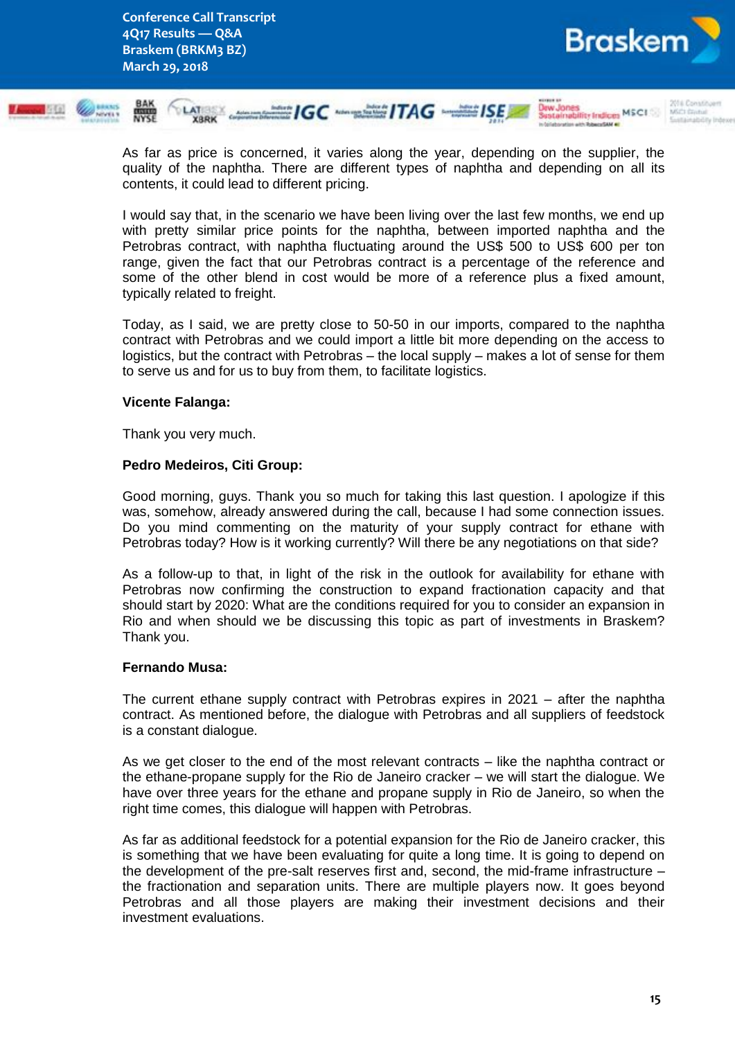As far as price is concerned, it varies along the year, depending on the supplier, the quality of the naphtha. There are different types of naphtha and depending on all its contents, it could lead to different pricing.

I would say that, in the scenario we have been living over the last few months, we end up with pretty similar price points for the naphtha, between imported naphtha and the Petrobras contract, with naphtha fluctuating around the US$ 500 to US$ 600 per ton range, given the fact that our Petrobras contract is a percentage of the reference and some of the other blend in cost would be more of a reference plus a fixed amount, typically related to freight.

Today, as I said, we are pretty close to 50-50 in our imports, compared to the naphtha contract with Petrobras and we could import a little bit more depending on the access to logistics, but the contract with Petrobras – the local supply – makes a lot of sense for them to serve us and for us to buy from them, to facilitate logistics.

**Vicente Falanga:**

Thank you very much.

**Pedro Medeiros, Citi Group:**

Good morning, guys. Thank you so much for taking this last question. I apologize if this was, somehow, already answered during the call, because I had some connection issues. Do you mind commenting on the maturity of your supply contract for ethane with Petrobras today? How is it working currently? Will there be any negotiations on that side?

As a follow-up to that, in light of the risk in the outlook for availability for ethane with Petrobras now confirming the construction to expand fractionation capacity and that should start by 2020: What are the conditions required for you to consider an expansion in Rio and when should we be discussing this topic as part of investments in Braskem? Thank you.

**Fernando Musa:**

The current ethane supply contract with Petrobras expires in 2021 – after the naphtha contract. As mentioned before, the dialogue with Petrobras and all suppliers of feedstock is a constant dialogue.

As we get closer to the end of the most relevant contracts – like the naphtha contract or the ethane-propane supply for the Rio de Janeiro cracker – we will start the dialogue. We have over three years for the ethane and propane supply in Rio de Janeiro, so when the right time comes, this dialogue will happen with Petrobras.

As far as additional feedstock for a potential expansion for the Rio de Janeiro cracker, this is something that we have been evaluating for quite a long time. It is going to depend on the development of the pre-salt reserves first and, second, the mid-frame infrastructure – the fractionation and separation units. There are multiple players now. It goes beyond Petrobras and all those players are making their investment decisions and their investment evaluations.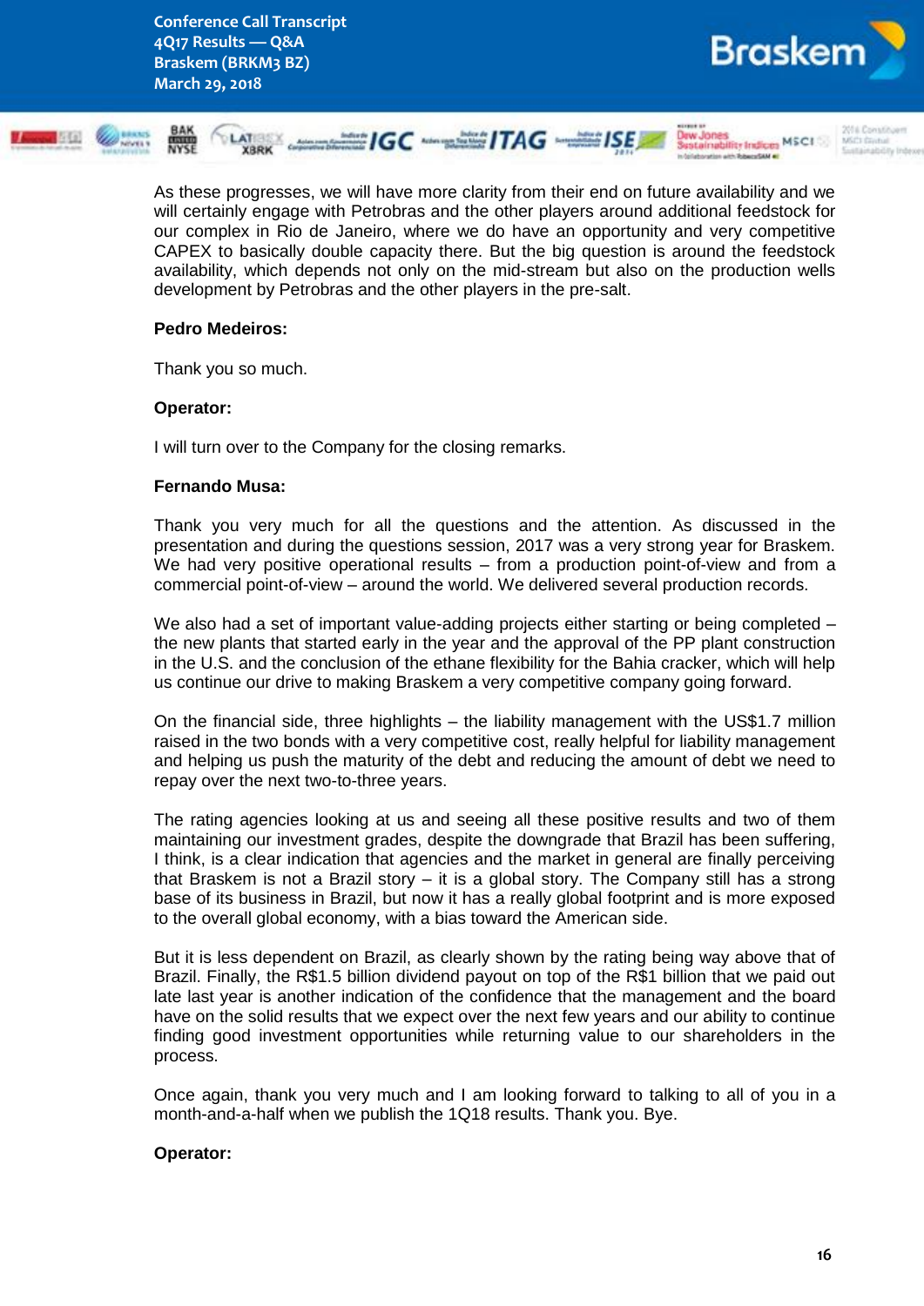As these progresses, we will have more clarity from their end on future availability and we will certainly engage with Petrobras and the other players around additional feedstock for our complex in Rio de Janeiro, where we do have an opportunity and very competitive CAPEX to basically double capacity there. But the big question is around the feedstock availability, which depends not only on the mid-stream but also on the production wells development by Petrobras and the other players in the pre-salt.

**Pedro Medeiros:**

Thank you so much.

**Operator:**

I will turn over to the Company for the closing remarks.

**Fernando Musa:**

Thank you very much for all the questions and the attention. As discussed in the presentation and during the questions session, 2017 was a very strong year for Braskem. We had very positive operational results – from a production point-of-view and from a commercial point-of-view – around the world. We delivered several production records.

We also had a set of important value-adding projects either starting or being completed – the new plants that started early in the year and the approval of the PP plant construction in the U.S. and the conclusion of the ethane flexibility for the Bahia cracker, which will help us continue our drive to making Braskem a very competitive company going forward.

On the financial side, three highlights – the liability management with the US$1.7 million raised in the two bonds with a very competitive cost, really helpful for liability management and helping us push the maturity of the debt and reducing the amount of debt we need to repay over the next two-to-three years.

The rating agencies looking at us and seeing all these positive results and two of them maintaining our investment grades, despite the downgrade that Brazil has been suffering, I think, is a clear indication that agencies and the market in general are finally perceiving that Braskem is not a Brazil story – it is a global story. The Company still has a strong base of its business in Brazil, but now it has a really global footprint and is more exposed to the overall global economy, with a bias toward the American side.

But it is less dependent on Brazil, as clearly shown by the rating being way above that of Brazil. Finally, the R$1.5 billion dividend payout on top of the R$1 billion that we paid out late last year is another indication of the confidence that the management and the board have on the solid results that we expect over the next few years and our ability to continue finding good investment opportunities while returning value to our shareholders in the process.

Once again, thank you very much and I am looking forward to talking to all of you in a month-and-a-half when we publish the 1Q18 results. Thank you. Bye.

**Operator:**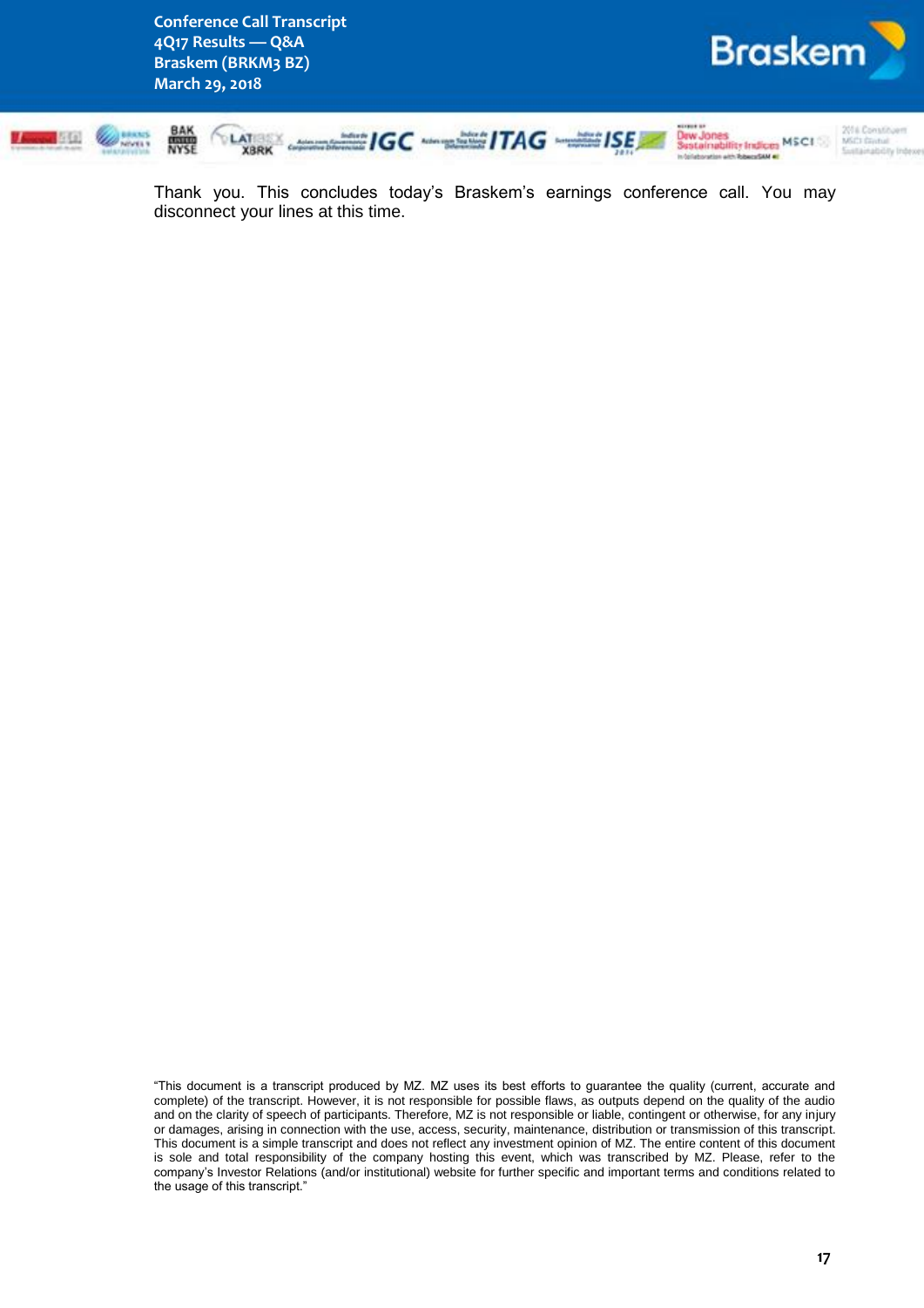Thank you. This concludes today's Braskem's earnings conference call. You may disconnect your lines at this time.

"This document is a transcript produced by MZ. MZ uses its best efforts to guarantee the quality (current, accurate and complete) of the transcript. However, it is not responsible for possible flaws, as outputs depend on the quality of the audio and on the clarity of speech of participants. Therefore, MZ is not responsible or liable, contingent or otherwise, for any injury or damages, arising in connection with the use, access, security, maintenance, distribution or transmission of this transcript. This document is a simple transcript and does not reflect any investment opinion of MZ. The entire content of this document is sole and total responsibility of the company hosting this event, which was transcribed by MZ. Please, refer to the company's Investor Relations (and/or institutional) website for further specific and important terms and conditions related to the usage of this transcript."